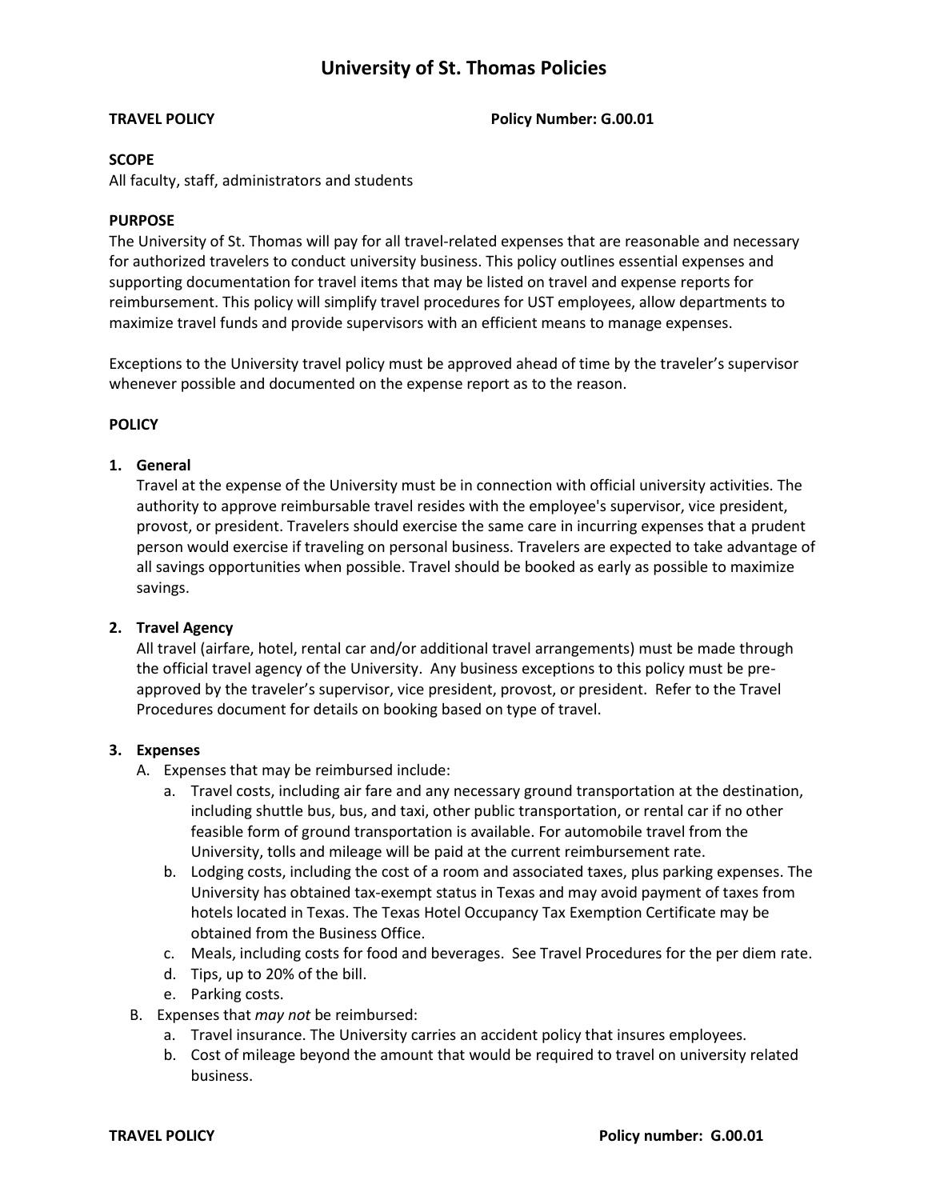# University of St. Thomas Policies

**TRAVEL POLICY** **Policy Number: G.00.01**

**SCOPE**

All faculty, staff, administrators and students

**PURPOSE**

The University of St. Thomas will pay for all travel-related expenses that are reasonable and necessary for authorized travelers to conduct university business. This policy outlines essential expenses and supporting documentation for travel items that may be listed on travel and expense reports for reimbursement. This policy will simplify travel procedures for UST employees, allow departments to maximize travel funds and provide supervisors with an efficient means to manage expenses.

Exceptions to the University travel policy must be approved ahead of time by the traveler's supervisor whenever possible and documented on the expense report as to the reason.

**POLICY**

1. **General**

   Travel at the expense of the University must be in connection with official university activities. The authority to approve reimbursable travel resides with the employee's supervisor, vice president, provost, or president. Travelers should exercise the same care in incurring expenses that a prudent person would exercise if traveling on personal business. Travelers are expected to take advantage of all savings opportunities when possible. Travel should be booked as early as possible to maximize savings.

2. **Travel Agency**

   All travel (airfare, hotel, rental car and/or additional travel arrangements) must be made through the official travel agency of the University. Any business exceptions to this policy must be pre-approved by the traveler's supervisor, vice president, provost, or president. Refer to the Travel Procedures document for details on booking based on type of travel.

3. **Expenses**

   A. Expenses that may be reimbursed include:

      a. Travel costs, including air fare and any necessary ground transportation at the destination, including shuttle bus, bus, and taxi, other public transportation, or rental car if no other feasible form of ground transportation is available. For automobile travel from the University, tolls and mileage will be paid at the current reimbursement rate.

      b. Lodging costs, including the cost of a room and associated taxes, plus parking expenses. The University has obtained tax-exempt status in Texas and may avoid payment of taxes from hotels located in Texas. The Texas Hotel Occupancy Tax Exemption Certificate may be obtained from the Business Office.

      c. Meals, including costs for food and beverages. See Travel Procedures for the per diem rate.

      d. Tips, up to 20% of the bill.

      e. Parking costs.

   B. Expenses that *may not* be reimbursed:

      a. Travel insurance. The University carries an accident policy that insures employees.

      b. Cost of mileage beyond the amount that would be required to travel on university related business.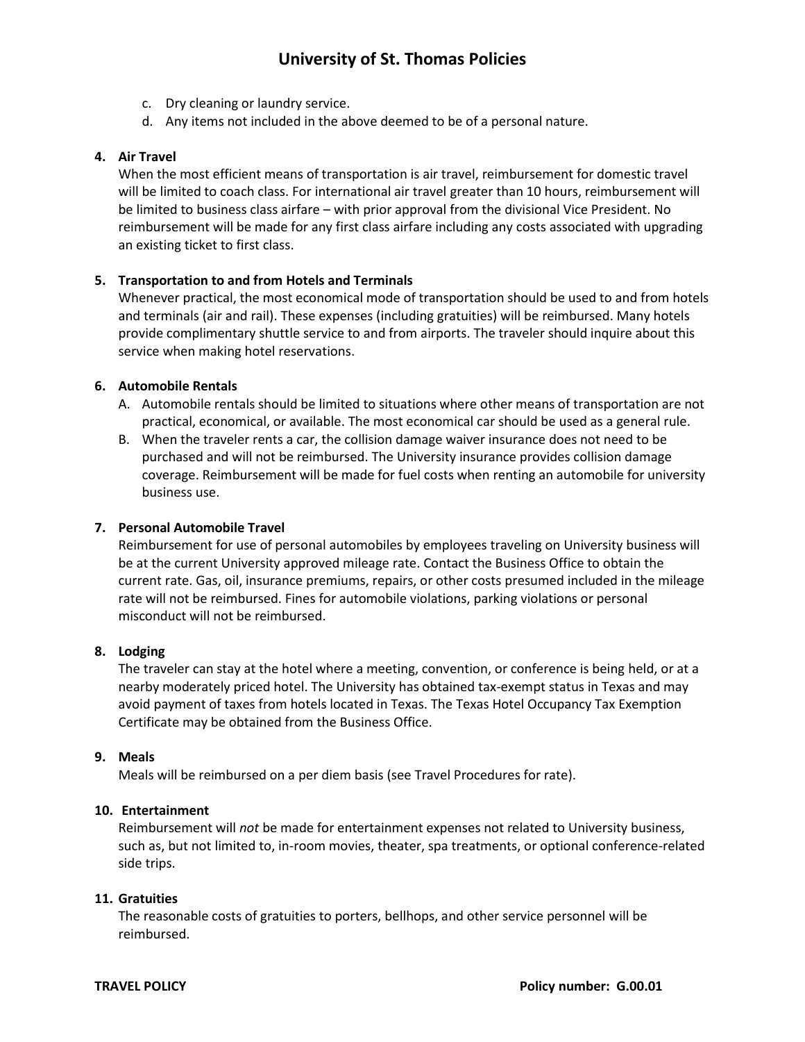c. Dry cleaning or laundry service.
d. Any items not included in the above deemed to be of a personal nature.

4. **Air Travel**

   When the most efficient means of transportation is air travel, reimbursement for domestic travel will be limited to coach class. For international air travel greater than 10 hours, reimbursement will be limited to business class airfare – with prior approval from the divisional Vice President. No reimbursement will be made for any first class airfare including any costs associated with upgrading an existing ticket to first class.

5. **Transportation to and from Hotels and Terminals**

   Whenever practical, the most economical mode of transportation should be used to and from hotels and terminals (air and rail). These expenses (including gratuities) will be reimbursed. Many hotels provide complimentary shuttle service to and from airports. The traveler should inquire about this service when making hotel reservations.

6. **Automobile Rentals**

   A. Automobile rentals should be limited to situations where other means of transportation are not practical, economical, or available. The most economical car should be used as a general rule.

   B. When the traveler rents a car, the collision damage waiver insurance does not need to be purchased and will not be reimbursed. The University insurance provides collision damage coverage. Reimbursement will be made for fuel costs when renting an automobile for university business use.

7. **Personal Automobile Travel**

   Reimbursement for use of personal automobiles by employees traveling on University business will be at the current University approved mileage rate. Contact the Business Office to obtain the current rate. Gas, oil, insurance premiums, repairs, or other costs presumed included in the mileage rate will not be reimbursed. Fines for automobile violations, parking violations or personal misconduct will not be reimbursed.

8. **Lodging**

   The traveler can stay at the hotel where a meeting, convention, or conference is being held, or at a nearby moderately priced hotel. The University has obtained tax-exempt status in Texas and may avoid payment of taxes from hotels located in Texas. The Texas Hotel Occupancy Tax Exemption Certificate may be obtained from the Business Office.

9. **Meals**

   Meals will be reimbursed on a per diem basis (see Travel Procedures for rate).

10. **Entertainment**

    Reimbursement will *not* be made for entertainment expenses not related to University business, such as, but not limited to, in-room movies, theater, spa treatments, or optional conference-related side trips.

11. **Gratuities**

    The reasonable costs of gratuities to porters, bellhops, and other service personnel will be reimbursed.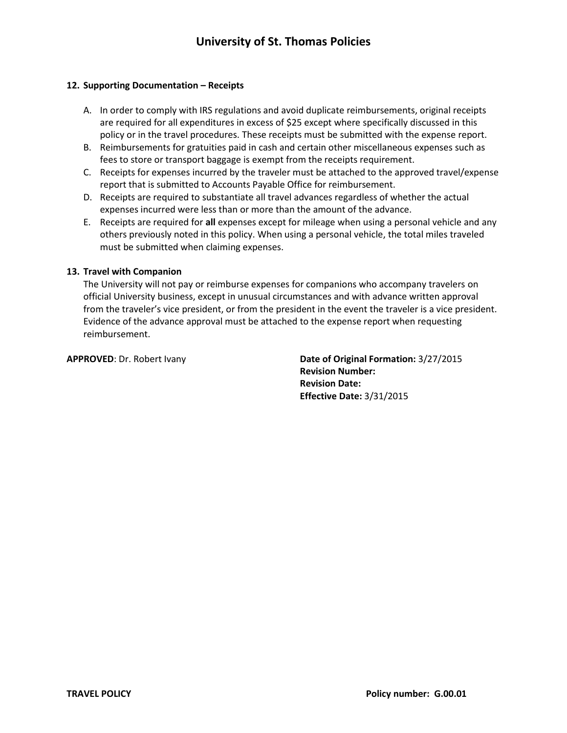**12. Supporting Documentation – Receipts**

A. In order to comply with IRS regulations and avoid duplicate reimbursements, original receipts are required for all expenditures in excess of $25 except where specifically discussed in this policy or in the travel procedures. These receipts must be submitted with the expense report.

B. Reimbursements for gratuities paid in cash and certain other miscellaneous expenses such as fees to store or transport baggage is exempt from the receipts requirement.

C. Receipts for expenses incurred by the traveler must be attached to the approved travel/expense report that is submitted to Accounts Payable Office for reimbursement.

D. Receipts are required to substantiate all travel advances regardless of whether the actual expenses incurred were less than or more than the amount of the advance.

E. Receipts are required for **all** expenses except for mileage when using a personal vehicle and any others previously noted in this policy. When using a personal vehicle, the total miles traveled must be submitted when claiming expenses.

**13. Travel with Companion**

The University will not pay or reimburse expenses for companions who accompany travelers on official University business, except in unusual circumstances and with advance written approval from the traveler's vice president, or from the president in the event the traveler is a vice president. Evidence of the advance approval must be attached to the expense report when requesting reimbursement.

**APPROVED**: Dr. Robert Ivany

**Date of Original Formation:** 3/27/2015
**Revision Number:**
**Revision Date:**
**Effective Date:** 3/31/2015